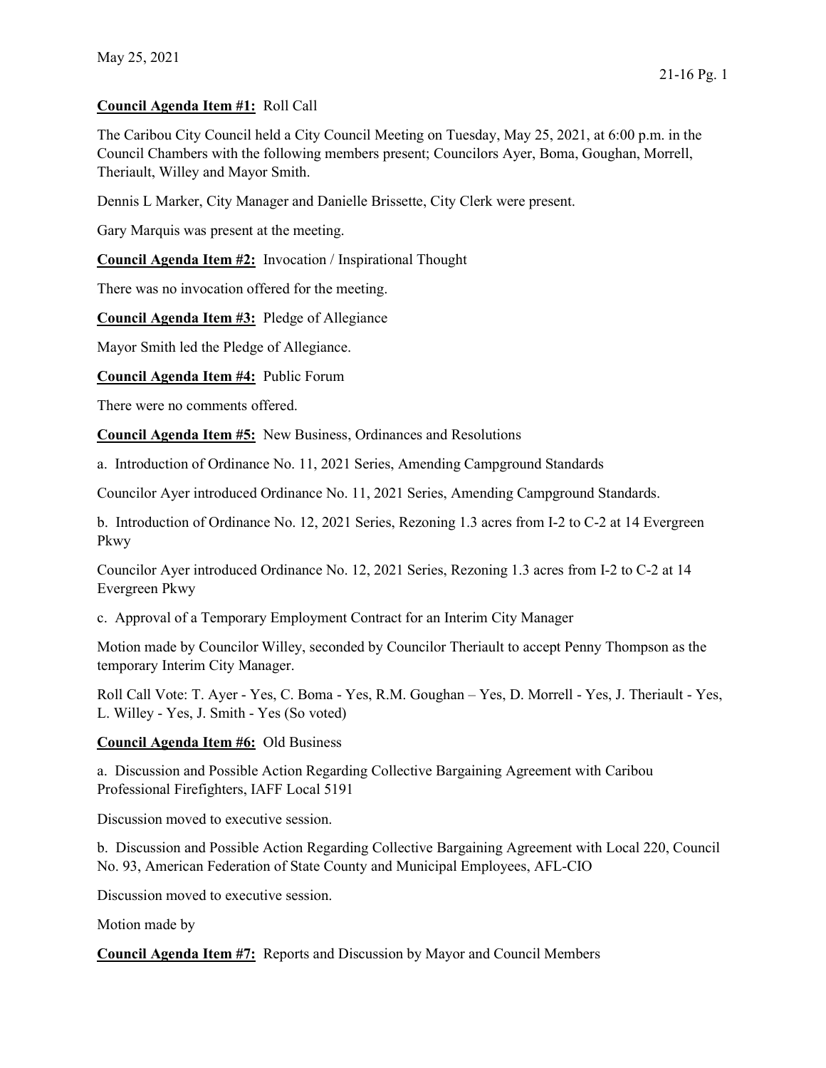May 25, 2021

**Council Agenda Item #1:** Roll Call

The Caribou City Council held a City Council Meeting on Tuesday, May 25, 2021, at 6:00 p.m. in the Council Chambers with the following members present; Councilors Ayer, Boma, Goughan, Morrell, Theriault, Willey and Mayor Smith.

Dennis L Marker, City Manager and Danielle Brissette, City Clerk were present.

Gary Marquis was present at the meeting.

**Council Agenda Item #2:** Invocation / Inspirational Thought

There was no invocation offered for the meeting.

**Council Agenda Item #3:** Pledge of Allegiance

Mayor Smith led the Pledge of Allegiance.

**Council Agenda Item #4:** Public Forum

There were no comments offered.

**Council Agenda Item #5:** New Business, Ordinances and Resolutions

a. Introduction of Ordinance No. 11, 2021 Series, Amending Campground Standards

Councilor Ayer introduced Ordinance No. 11, 2021 Series, Amending Campground Standards.

b. Introduction of Ordinance No. 12, 2021 Series, Rezoning 1.3 acres from I-2 to C-2 at 14 Evergreen Pkwy

Councilor Ayer introduced Ordinance No. 12, 2021 Series, Rezoning 1.3 acres from I-2 to C-2 at 14 Evergreen Pkwy

c. Approval of a Temporary Employment Contract for an Interim City Manager

Motion made by Councilor Willey, seconded by Councilor Theriault to accept Penny Thompson as the temporary Interim City Manager.

Roll Call Vote: T. Ayer - Yes, C. Boma - Yes, R.M. Goughan – Yes, D. Morrell - Yes, J. Theriault - Yes, L. Willey - Yes, J. Smith - Yes (So voted)

**Council Agenda Item #6:** Old Business

a. Discussion and Possible Action Regarding Collective Bargaining Agreement with Caribou Professional Firefighters, IAFF Local 5191

Discussion moved to executive session.

b. Discussion and Possible Action Regarding Collective Bargaining Agreement with Local 220, Council No. 93, American Federation of State County and Municipal Employees, AFL-CIO

Discussion moved to executive session.

Motion made by

**Council Agenda Item #7:** Reports and Discussion by Mayor and Council Members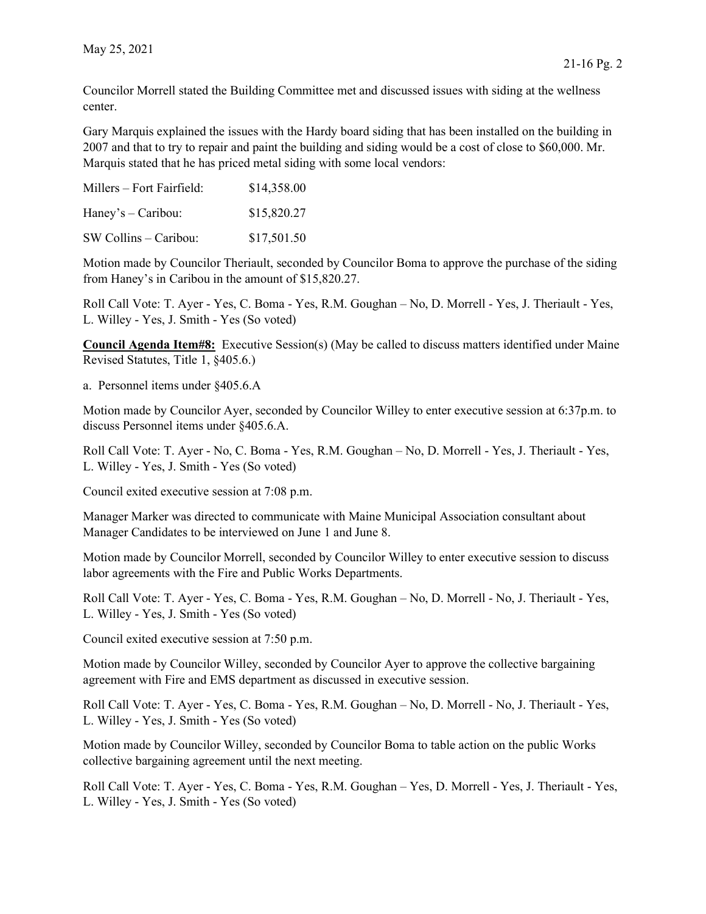Councilor Morrell stated the Building Committee met and discussed issues with siding at the wellness center.

Gary Marquis explained the issues with the Hardy board siding that has been installed on the building in 2007 and that to try to repair and paint the building and siding would be a cost of close to $60,000. Mr. Marquis stated that he has priced metal siding with some local vendors:

| | |
|---|---|
| Millers – Fort Fairfield: | $14,358.00 |
| Haney's – Caribou: | $15,820.27 |
| SW Collins – Caribou: | $17,501.50 |

Motion made by Councilor Theriault, seconded by Councilor Boma to approve the purchase of the siding from Haney's in Caribou in the amount of $15,820.27.

Roll Call Vote: T. Ayer - Yes, C. Boma - Yes, R.M. Goughan – No, D. Morrell - Yes, J. Theriault - Yes, L. Willey - Yes, J. Smith - Yes (So voted)

**Council Agenda Item#8:** Executive Session(s) (May be called to discuss matters identified under Maine Revised Statutes, Title 1, §405.6.)

a. Personnel items under §405.6.A

Motion made by Councilor Ayer, seconded by Councilor Willey to enter executive session at 6:37p.m. to discuss Personnel items under §405.6.A.

Roll Call Vote: T. Ayer - No, C. Boma - Yes, R.M. Goughan – No, D. Morrell - Yes, J. Theriault - Yes, L. Willey - Yes, J. Smith - Yes (So voted)

Council exited executive session at 7:08 p.m.

Manager Marker was directed to communicate with Maine Municipal Association consultant about Manager Candidates to be interviewed on June 1 and June 8.

Motion made by Councilor Morrell, seconded by Councilor Willey to enter executive session to discuss labor agreements with the Fire and Public Works Departments.

Roll Call Vote: T. Ayer - Yes, C. Boma - Yes, R.M. Goughan – No, D. Morrell - No, J. Theriault - Yes, L. Willey - Yes, J. Smith - Yes (So voted)

Council exited executive session at 7:50 p.m.

Motion made by Councilor Willey, seconded by Councilor Ayer to approve the collective bargaining agreement with Fire and EMS department as discussed in executive session.

Roll Call Vote: T. Ayer - Yes, C. Boma - Yes, R.M. Goughan – No, D. Morrell - No, J. Theriault - Yes, L. Willey - Yes, J. Smith - Yes (So voted)

Motion made by Councilor Willey, seconded by Councilor Boma to table action on the public Works collective bargaining agreement until the next meeting.

Roll Call Vote: T. Ayer - Yes, C. Boma - Yes, R.M. Goughan – Yes, D. Morrell - Yes, J. Theriault - Yes, L. Willey - Yes, J. Smith - Yes (So voted)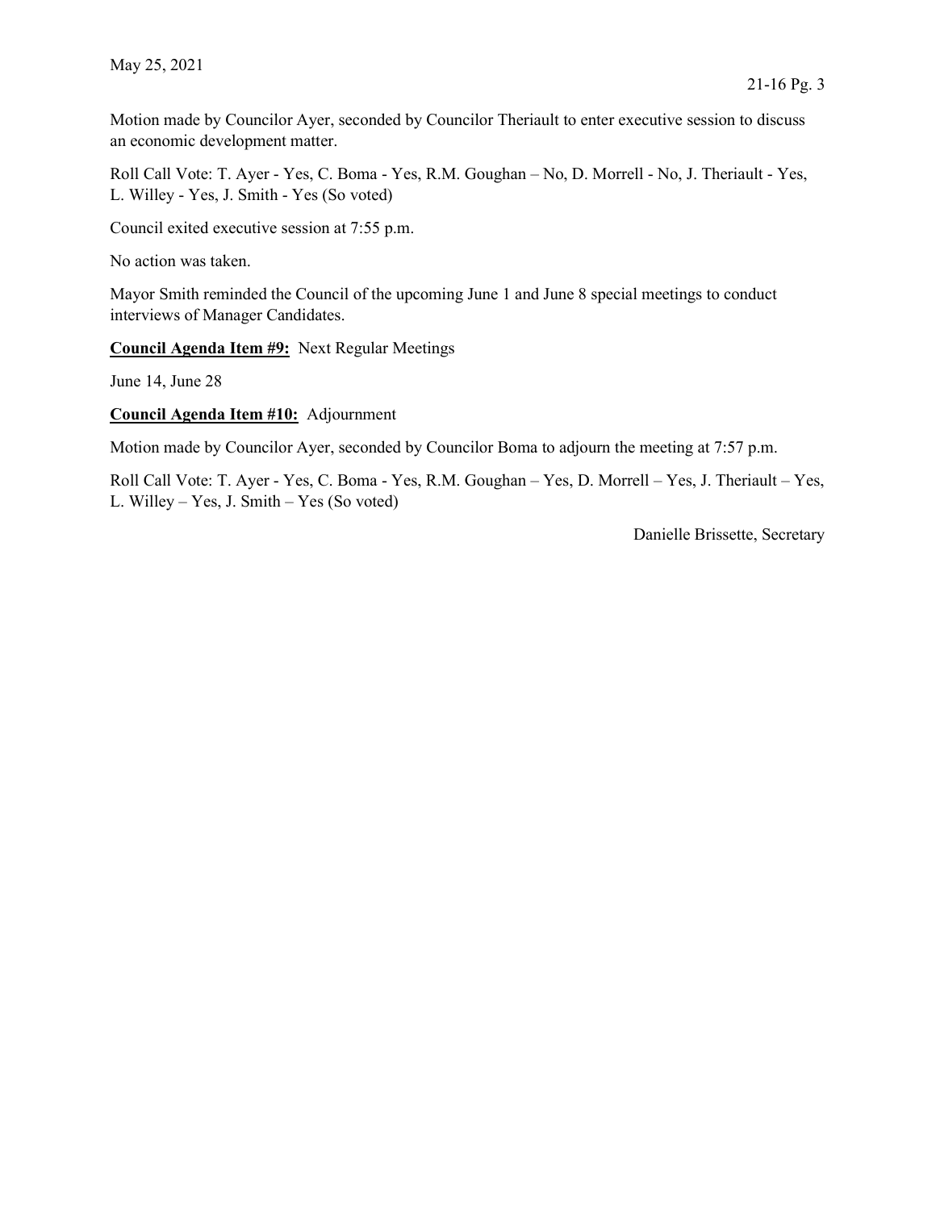Motion made by Councilor Ayer, seconded by Councilor Theriault to enter executive session to discuss an economic development matter.

Roll Call Vote: T. Ayer - Yes, C. Boma - Yes, R.M. Goughan – No, D. Morrell - No, J. Theriault - Yes, L. Willey - Yes, J. Smith - Yes (So voted)

Council exited executive session at 7:55 p.m.

No action was taken.

Mayor Smith reminded the Council of the upcoming June 1 and June 8 special meetings to conduct interviews of Manager Candidates.

**Council Agenda Item #9:** Next Regular Meetings

June 14, June 28

**Council Agenda Item #10:** Adjournment

Motion made by Councilor Ayer, seconded by Councilor Boma to adjourn the meeting at 7:57 p.m.

Roll Call Vote: T. Ayer - Yes, C. Boma - Yes, R.M. Goughan – Yes, D. Morrell – Yes, J. Theriault – Yes, L. Willey – Yes, J. Smith – Yes (So voted)

Danielle Brissette, Secretary